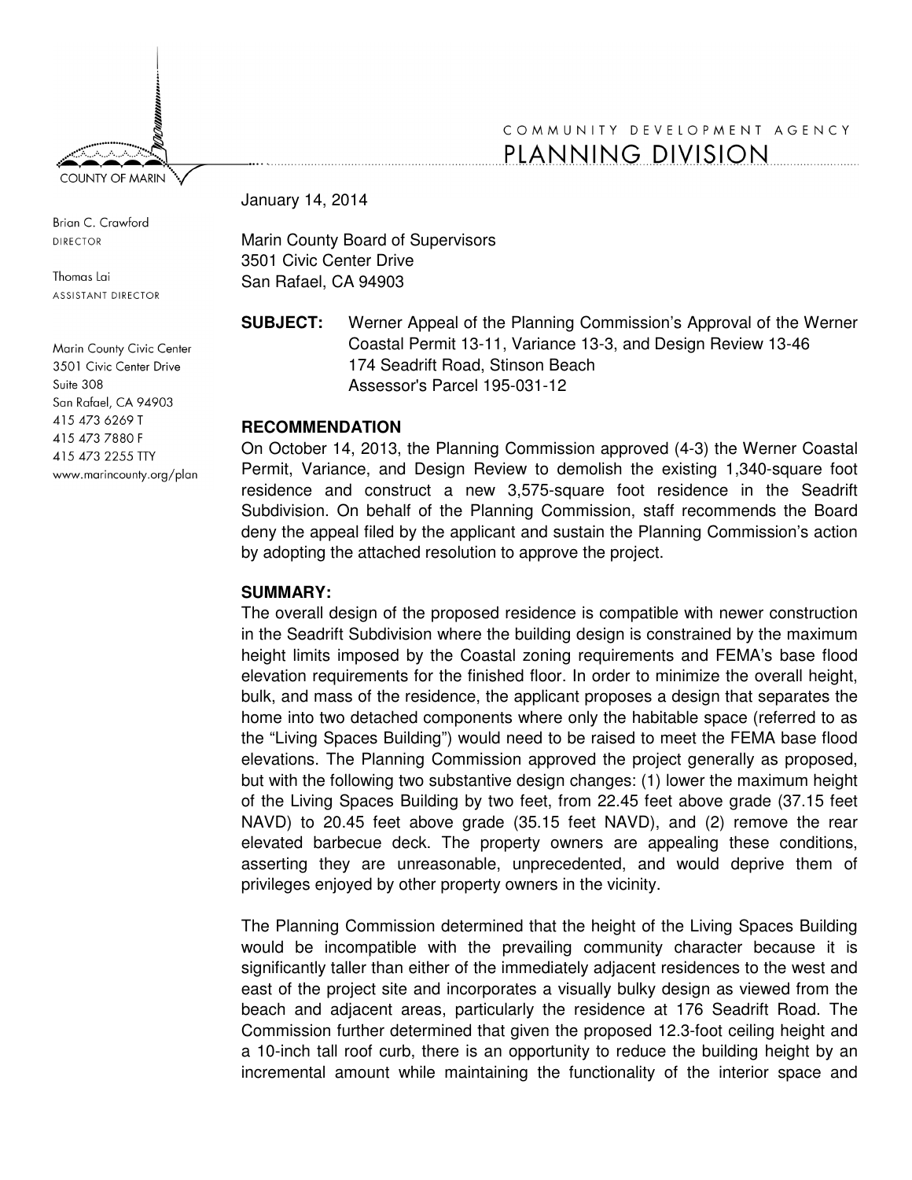COMMUNITY DEVELOPMENT AGENCY
PLANNING DIVISION

COUNTY OF MARIN

Brian C. Crawford
DIRECTOR

Thomas Lai
ASSISTANT DIRECTOR

Marin County Civic Center
3501 Civic Center Drive
Suite 308
San Rafael, CA 94903
415 473 6269 T
415 473 7880 F
415 473 2255 TTY
www.marincounty.org/plan

January 14, 2014

Marin County Board of Supervisors
3501 Civic Center Drive
San Rafael, CA 94903

**SUBJECT:** Werner Appeal of the Planning Commission's Approval of the Werner Coastal Permit 13-11, Variance 13-3, and Design Review 13-46
174 Seadrift Road, Stinson Beach
Assessor's Parcel 195-031-12

**RECOMMENDATION**

On October 14, 2013, the Planning Commission approved (4-3) the Werner Coastal Permit, Variance, and Design Review to demolish the existing 1,340-square foot residence and construct a new 3,575-square foot residence in the Seadrift Subdivision. On behalf of the Planning Commission, staff recommends the Board deny the appeal filed by the applicant and sustain the Planning Commission's action by adopting the attached resolution to approve the project.

**SUMMARY:**

The overall design of the proposed residence is compatible with newer construction in the Seadrift Subdivision where the building design is constrained by the maximum height limits imposed by the Coastal zoning requirements and FEMA's base flood elevation requirements for the finished floor. In order to minimize the overall height, bulk, and mass of the residence, the applicant proposes a design that separates the home into two detached components where only the habitable space (referred to as the "Living Spaces Building") would need to be raised to meet the FEMA base flood elevations. The Planning Commission approved the project generally as proposed, but with the following two substantive design changes: (1) lower the maximum height of the Living Spaces Building by two feet, from 22.45 feet above grade (37.15 feet NAVD) to 20.45 feet above grade (35.15 feet NAVD), and (2) remove the rear elevated barbecue deck. The property owners are appealing these conditions, asserting they are unreasonable, unprecedented, and would deprive them of privileges enjoyed by other property owners in the vicinity.

The Planning Commission determined that the height of the Living Spaces Building would be incompatible with the prevailing community character because it is significantly taller than either of the immediately adjacent residences to the west and east of the project site and incorporates a visually bulky design as viewed from the beach and adjacent areas, particularly the residence at 176 Seadrift Road. The Commission further determined that given the proposed 12.3-foot ceiling height and a 10-inch tall roof curb, there is an opportunity to reduce the building height by an incremental amount while maintaining the functionality of the interior space and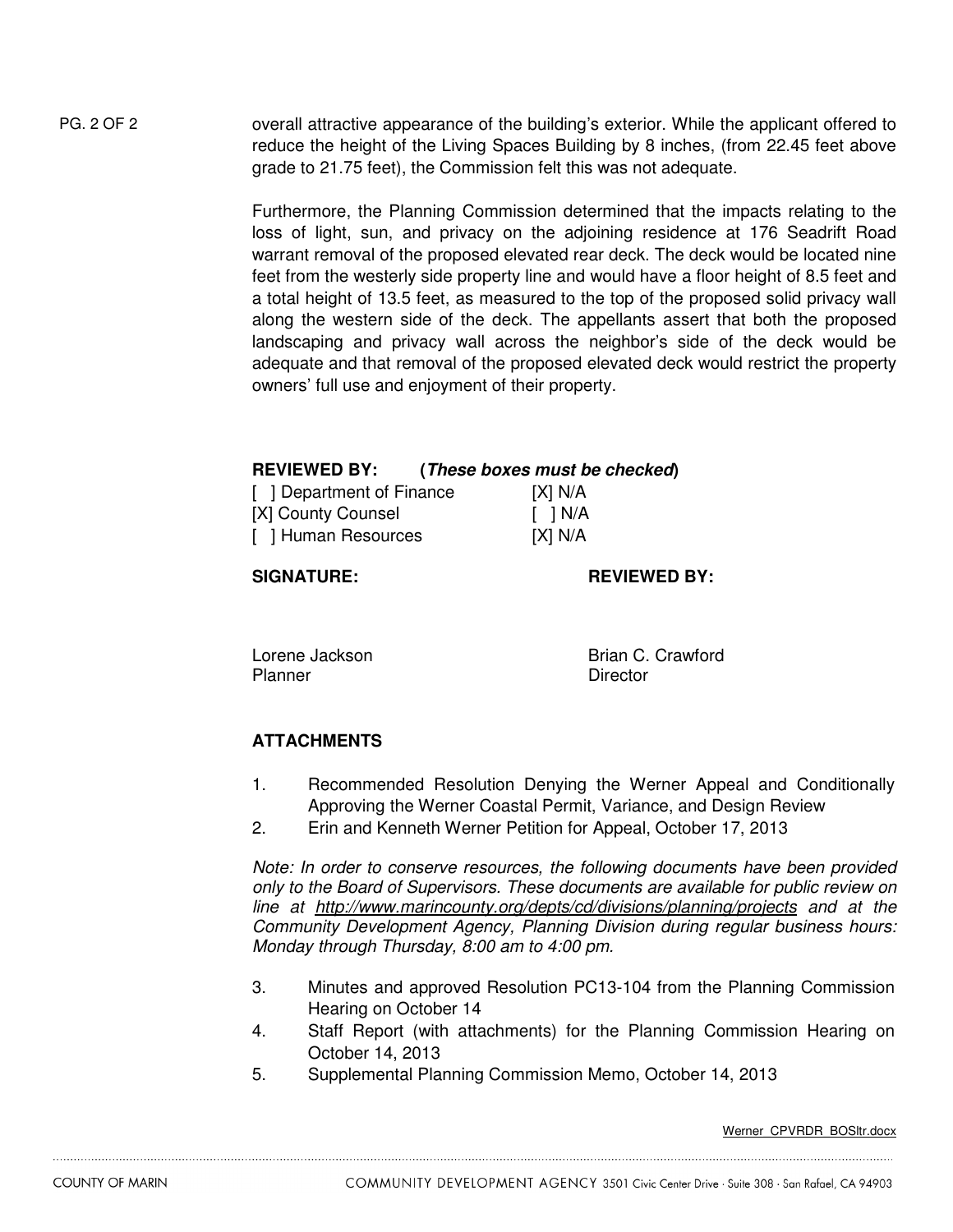overall attractive appearance of the building's exterior. While the applicant offered to reduce the height of the Living Spaces Building by 8 inches, (from 22.45 feet above grade to 21.75 feet), the Commission felt this was not adequate.

Furthermore, the Planning Commission determined that the impacts relating to the loss of light, sun, and privacy on the adjoining residence at 176 Seadrift Road warrant removal of the proposed elevated rear deck. The deck would be located nine feet from the westerly side property line and would have a floor height of 8.5 feet and a total height of 13.5 feet, as measured to the top of the proposed solid privacy wall along the western side of the deck. The appellants assert that both the proposed landscaping and privacy wall across the neighbor's side of the deck would be adequate and that removal of the proposed elevated deck would restrict the property owners' full use and enjoyment of their property.

**REVIEWED BY:** (***These boxes must be checked***)

| | |
|---|---|
| [ ] Department of Finance | [X] N/A |
| [X] County Counsel | [ ] N/A |
| [ ] Human Resources | [X] N/A |

**SIGNATURE:** **REVIEWED BY:**

Lorene Jackson
Planner

Brian C. Crawford
Director

**ATTACHMENTS**

1. Recommended Resolution Denying the Werner Appeal and Conditionally Approving the Werner Coastal Permit, Variance, and Design Review
2. Erin and Kenneth Werner Petition for Appeal, October 17, 2013

*Note: In order to conserve resources, the following documents have been provided only to the Board of Supervisors. These documents are available for public review on line at http://www.marincounty.org/depts/cd/divisions/planning/projects and at the Community Development Agency, Planning Division during regular business hours: Monday through Thursday, 8:00 am to 4:00 pm.*

3. Minutes and approved Resolution PC13-104 from the Planning Commission Hearing on October 14
4. Staff Report (with attachments) for the Planning Commission Hearing on October 14, 2013
5. Supplemental Planning Commission Memo, October 14, 2013

Werner_CPVRDR_BOSltr.docx